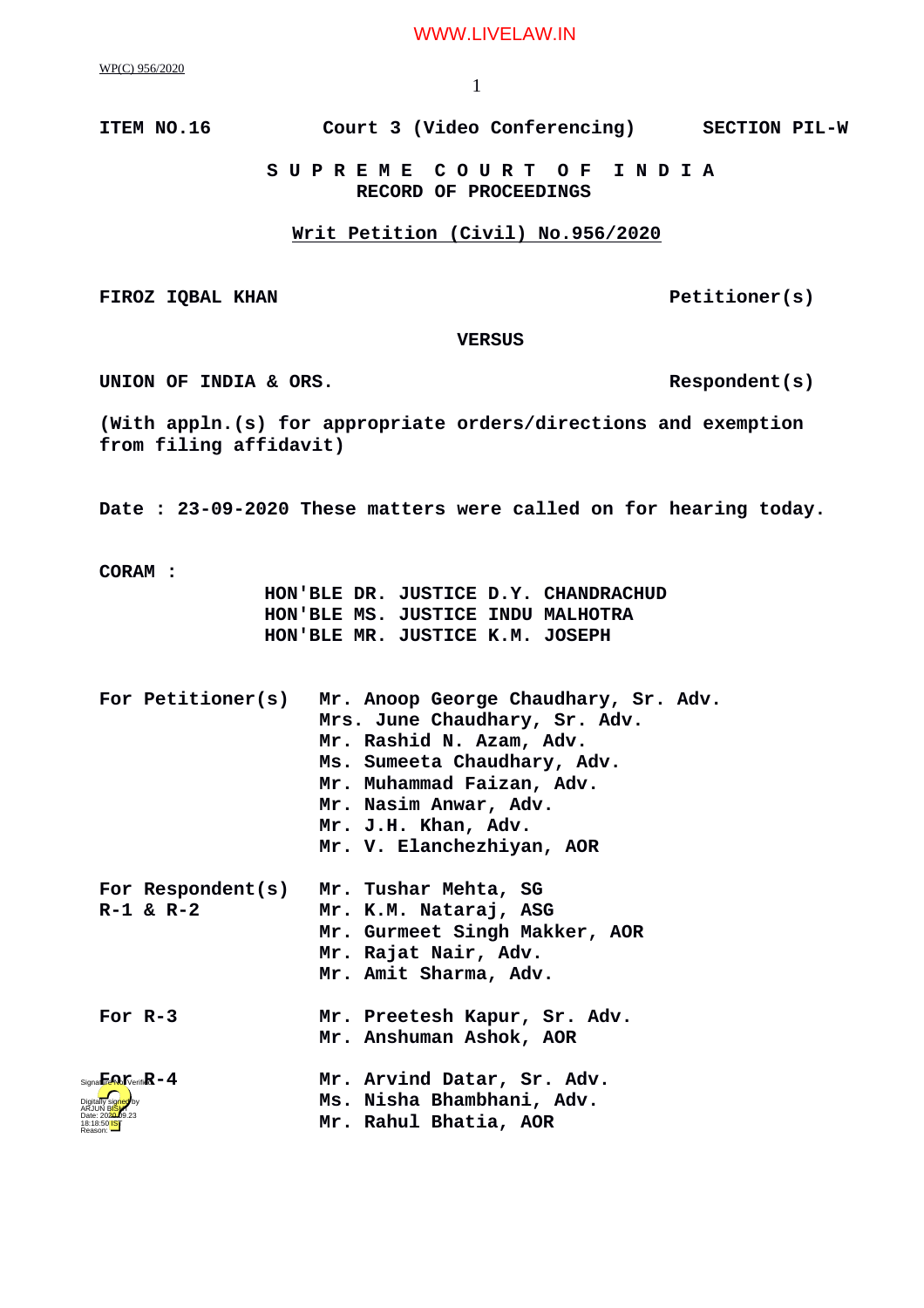ITEM NO.16 Court 3 (Video Conferencing) SECTION PIL-W

**S U P R E M E C O U R T O F I N D I A**
**RECORD OF PROCEEDINGS**

**Writ Petition (Civil) No.956/2020**

**FIROZ IQBAL KHAN** Petitioner(s)

**VERSUS**

**UNION OF INDIA & ORS.** Respondent(s)

**(With appln.(s) for appropriate orders/directions and exemption from filing affidavit)**

**Date : 23-09-2020 These matters were called on for hearing today.**

**CORAM :**
HON'BLE DR. JUSTICE D.Y. CHANDRACHUD
HON'BLE MS. JUSTICE INDU MALHOTRA
HON'BLE MR. JUSTICE K.M. JOSEPH

**For Petitioner(s)**
Mr. Anoop George Chaudhary, Sr. Adv.
Mrs. June Chaudhary, Sr. Adv.
Mr. Rashid N. Azam, Adv.
Ms. Sumeeta Chaudhary, Adv.
Mr. Muhammad Faizan, Adv.
Mr. Nasim Anwar, Adv.
Mr. J.H. Khan, Adv.
Mr. V. Elanchezhiyan, AOR

**For Respondent(s) R-1 & R-2**
Mr. Tushar Mehta, SG
Mr. K.M. Nataraj, ASG
Mr. Gurmeet Singh Makker, AOR
Mr. Rajat Nair, Adv.
Mr. Amit Sharma, Adv.

**For R-3**
Mr. Preetesh Kapur, Sr. Adv.
Mr. Anshuman Ashok, AOR

**For R-4**
Mr. Arvind Datar, Sr. Adv.
Ms. Nisha Bhambhani, Adv.
Mr. Rahul Bhatia, AOR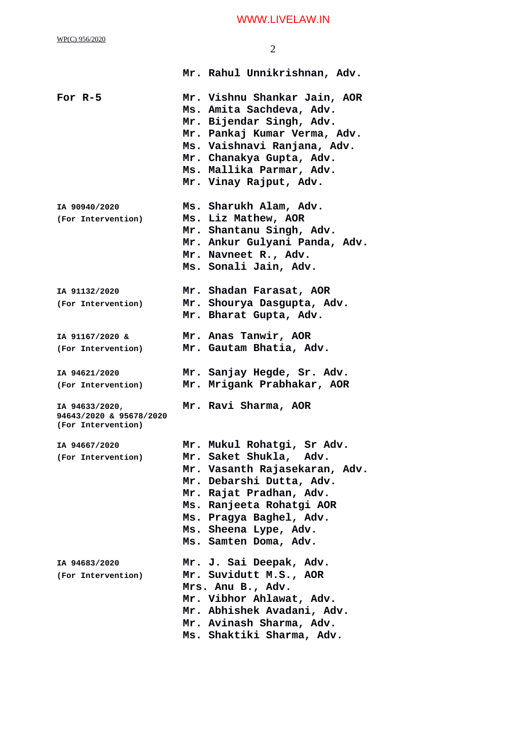Mr. Rahul Unnikrishnan, Adv.

| | |
|---|---|
| **For R-5** | **Mr. Vishnu Shankar Jain, AOR**<br>**Ms. Amita Sachdeva, Adv.**<br>**Mr. Bijendar Singh, Adv.**<br>**Mr. Pankaj Kumar Verma, Adv.**<br>**Ms. Vaishnavi Ranjana, Adv.**<br>**Mr. Chanakya Gupta, Adv.**<br>**Ms. Mallika Parmar, Adv.**<br>**Mr. Vinay Rajput, Adv.** |
| **IA 90940/2020**<br>**(For Intervention)** | **Ms. Sharukh Alam, Adv.**<br>**Ms. Liz Mathew, AOR**<br>**Mr. Shantanu Singh, Adv.**<br>**Mr. Ankur Gulyani Panda, Adv.**<br>**Mr. Navneet R., Adv.**<br>**Ms. Sonali Jain, Adv.** |
| **IA 91132/2020**<br>**(For Intervention)** | **Mr. Shadan Farasat, AOR**<br>**Mr. Shourya Dasgupta, Adv.**<br>**Mr. Bharat Gupta, Adv.** |
| **IA 91167/2020 &**<br>**(For Intervention)** | **Mr. Anas Tanwir, AOR**<br>**Mr. Gautam Bhatia, Adv.** |
| **IA 94621/2020**<br>**(For Intervention)** | **Mr. Sanjay Hegde, Sr. Adv.**<br>**Mr. Mrigank Prabhakar, AOR** |
| **IA 94633/2020,**<br>**94643/2020 & 95678/2020**<br>**(For Intervention)** | **Mr. Ravi Sharma, AOR** |
| **IA 94667/2020**<br>**(For Intervention)** | **Mr. Mukul Rohatgi, Sr Adv.**<br>**Mr. Saket Shukla, Adv.**<br>**Mr. Vasanth Rajasekaran, Adv.**<br>**Mr. Debarshi Dutta, Adv.**<br>**Mr. Rajat Pradhan, Adv.**<br>**Ms. Ranjeeta Rohatgi AOR**<br>**Ms. Pragya Baghel, Adv.**<br>**Ms. Sheena Lype, Adv.**<br>**Ms. Samten Doma, Adv.** |
| **IA 94683/2020**<br>**(For Intervention)** | **Mr. J. Sai Deepak, Adv.**<br>**Mr. Suvidutt M.S., AOR**<br>**Mrs. Anu B., Adv.**<br>**Mr. Vibhor Ahlawat, Adv.**<br>**Mr. Abhishek Avadani, Adv.**<br>**Mr. Avinash Sharma, Adv.**<br>**Ms. Shaktiki Sharma, Adv.** |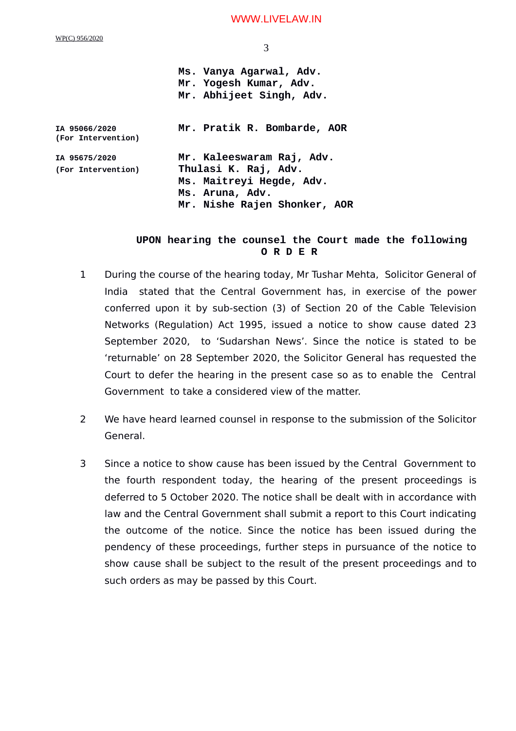Ms. Vanya Agarwal, Adv.
Mr. Yogesh Kumar, Adv.
Mr. Abhijeet Singh, Adv.

| | |
|---|---|
| IA 95066/2020 (For Intervention) | Mr. Pratik R. Bombarde, AOR |
| IA 95675/2020 (For Intervention) | Mr. Kaleeswaram Raj, Adv. Thulasi K. Raj, Adv. Ms. Maitreyi Hegde, Adv. Ms. Aruna, Adv. Mr. Nishe Rajen Shonker, AOR |

**UPON hearing the counsel the Court made the following**

**O R D E R**

1 During the course of the hearing today, Mr Tushar Mehta, Solicitor General of India stated that the Central Government has, in exercise of the power conferred upon it by sub-section (3) of Section 20 of the Cable Television Networks (Regulation) Act 1995, issued a notice to show cause dated 23 September 2020, to 'Sudarshan News'. Since the notice is stated to be 'returnable' on 28 September 2020, the Solicitor General has requested the Court to defer the hearing in the present case so as to enable the Central Government to take a considered view of the matter.

2 We have heard learned counsel in response to the submission of the Solicitor General.

3 Since a notice to show cause has been issued by the Central Government to the fourth respondent today, the hearing of the present proceedings is deferred to 5 October 2020. The notice shall be dealt with in accordance with law and the Central Government shall submit a report to this Court indicating the outcome of the notice. Since the notice has been issued during the pendency of these proceedings, further steps in pursuance of the notice to show cause shall be subject to the result of the present proceedings and to such orders as may be passed by this Court.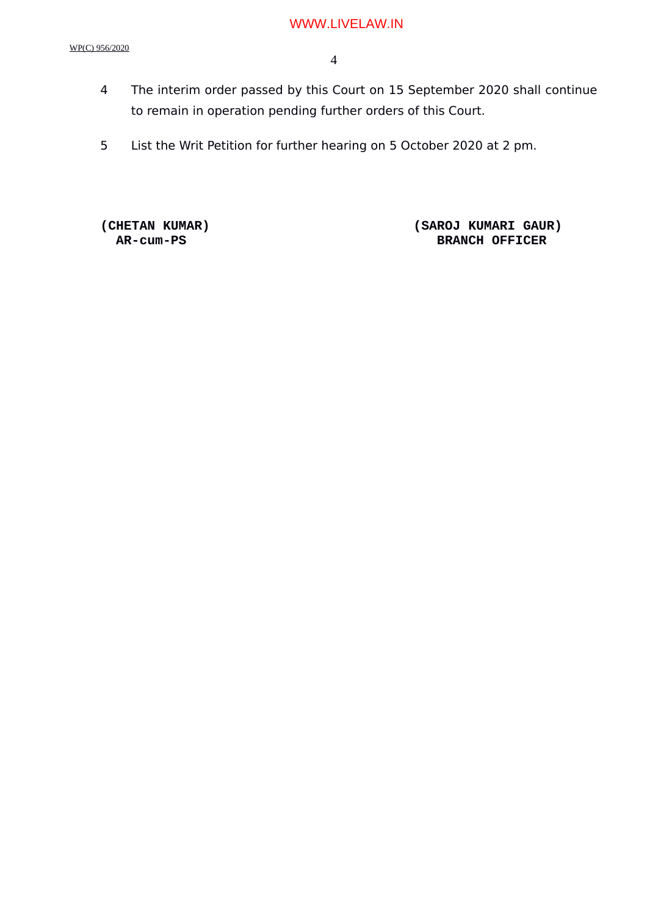4 The interim order passed by this Court on 15 September 2020 shall continue to remain in operation pending further orders of this Court.

5 List the Writ Petition for further hearing on 5 October 2020 at 2 pm.

| | |
|---|---|
| **(CHETAN KUMAR)** | **(SAROJ KUMARI GAUR)** |
| **AR-cum-PS** | **BRANCH OFFICER** |